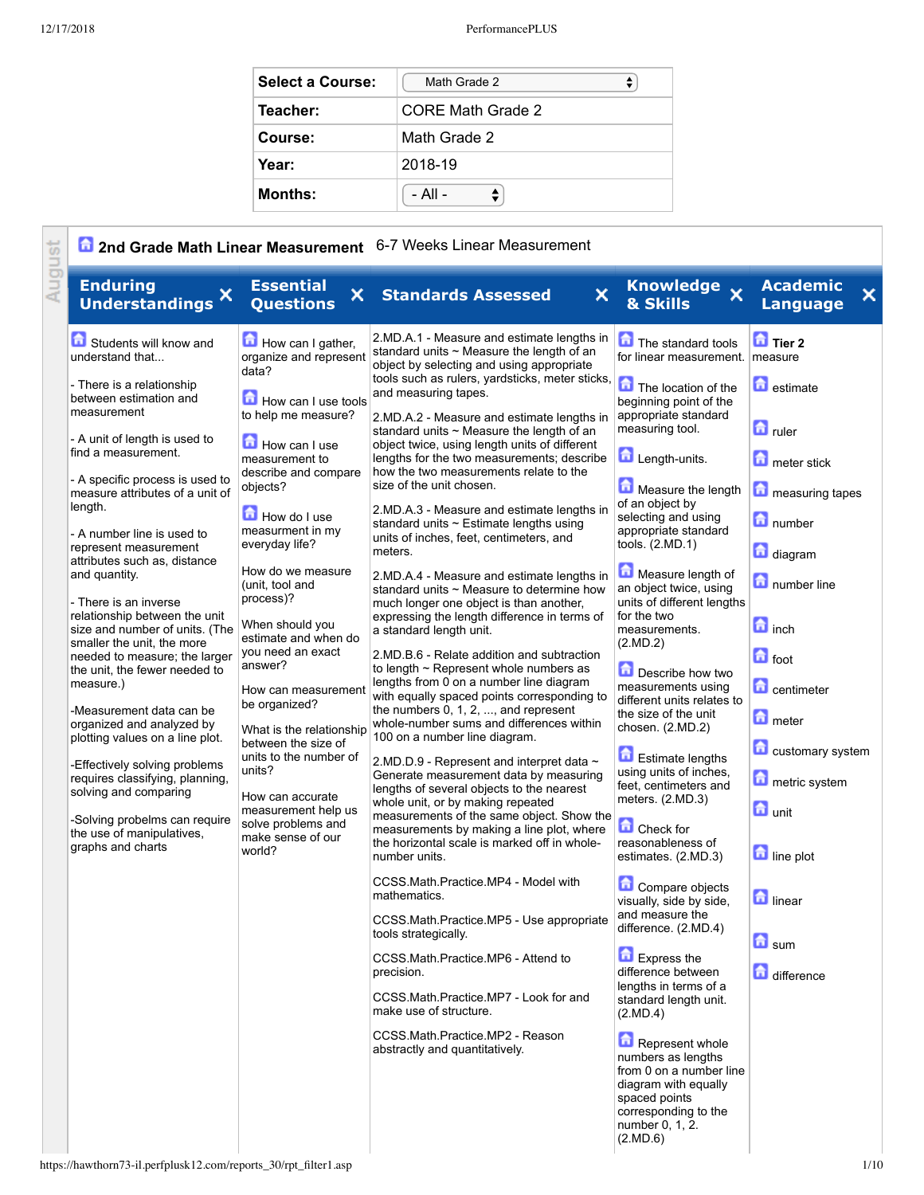| Select a Course: | Math Grade 2 |
| --- | --- |
| Teacher: | CORE Math Grade 2 |
| Course: | Math Grade 2 |
| Year: | 2018-19 |
| Months: | - All - |

August

## 2nd Grade Math Linear Measurement   6-7 Weeks Linear Measurement

| Enduring Understandings | Essential Questions | Standards Assessed | Knowledge & Skills | Academic Language |
| --- | --- | --- | --- | --- |
| Students will know and understand that...<br><br>- There is a relationship between estimation and measurement<br><br>- A unit of length is used to find a measurement.<br><br>- A specific process is used to measure attributes of a unit of length.<br><br>- A number line is used to represent measurement attributes such as, distance and quantity.<br><br>- There is an inverse relationship between the unit size and number of units. (The smaller the unit, the more needed to measure; the larger the unit, the fewer needed to measure.)<br><br>-Measurement data can be organized and analyzed by plotting values on a line plot.<br><br>-Effectively solving problems requires classifying, planning, solving and comparing<br><br>-Solving probelms can require the use of manipulatives, graphs and charts | How can I gather, organize and represent data?<br><br>How can I use tools to help me measure?<br><br>How can I use measurement to describe and compare objects?<br><br>How do I use measurement in my everyday life?<br><br>How do we measure (unit, tool and process)?<br><br>When should you estimate and when do you need an exact answer?<br><br>How can measurement be organized?<br><br>What is the relationship between the size of units to the number of units?<br><br>How can accurate measurement help us solve problems and make sense of our world? | 2.MD.A.1 - Measure and estimate lengths in standard units ~ Measure the length of an object by selecting and using appropriate tools such as rulers, yardsticks, meter sticks, and measuring tapes.<br><br>2.MD.A.2 - Measure and estimate lengths in standard units ~ Measure the length of an object twice, using length units of different lengths for the two measurements; describe how the two measurements relate to the size of the unit chosen.<br><br>2.MD.A.3 - Measure and estimate lengths in standard units ~ Estimate lengths using units of inches, feet, centimeters, and meters.<br><br>2.MD.A.4 - Measure and estimate lengths in standard units ~ Measure to determine how much longer one object is than another, expressing the length difference in terms of a standard length unit.<br><br>2.MD.B.6 - Relate addition and subtraction to length ~ Represent whole numbers as lengths from 0 on a number line diagram with equally spaced points corresponding to the numbers 0, 1, 2, ..., and represent whole-number sums and differences within 100 on a number line diagram.<br><br>2.MD.D.9 - Represent and interpret data ~ Generate measurement data by measuring lengths of several objects to the nearest whole unit, or by making repeated measurements of the same object. Show the measurements by making a line plot, where the horizontal scale is marked off in whole-number units.<br><br>CCSS.Math.Practice.MP4 - Model with mathematics.<br><br>CCSS.Math.Practice.MP5 - Use appropriate tools strategically.<br><br>CCSS.Math.Practice.MP6 - Attend to precision.<br><br>CCSS.Math.Practice.MP7 - Look for and make use of structure.<br><br>CCSS.Math.Practice.MP2 - Reason abstractly and quantitatively. | The standard tools for linear measurement.<br><br>The location of the beginning point of the appropriate standard measuring tool.<br><br>Length-units.<br><br>Measure the length of an object by selecting and using appropriate standard tools. (2.MD.1)<br><br>Measure length of an object twice, using units of different lengths for the two measurements. (2.MD.2)<br><br>Describe how two measurements using different units relates to the size of the unit chosen. (2.MD.2)<br><br>Estimate lengths using units of inches, feet, centimeters and meters. (2.MD.3)<br><br>Check for reasonableness of estimates. (2.MD.3)<br><br>Compare objects visually, side by side, and measure the difference. (2.MD.4)<br><br>Express the difference between lengths in terms of a standard length unit. (2.MD.4)<br><br>Represent whole numbers as lengths from 0 on a number line diagram with equally spaced points corresponding to the number 0, 1, 2. (2.MD.6) | **Tier 2** measure<br><br>estimate<br><br>ruler<br><br>meter stick<br><br>measuring tapes<br><br>number<br><br>diagram<br><br>number line<br><br>inch<br><br>foot<br><br>centimeter<br><br>meter<br><br>customary system<br><br>metric system<br><br>unit<br><br>line plot<br><br>linear<br><br>sum<br><br>difference |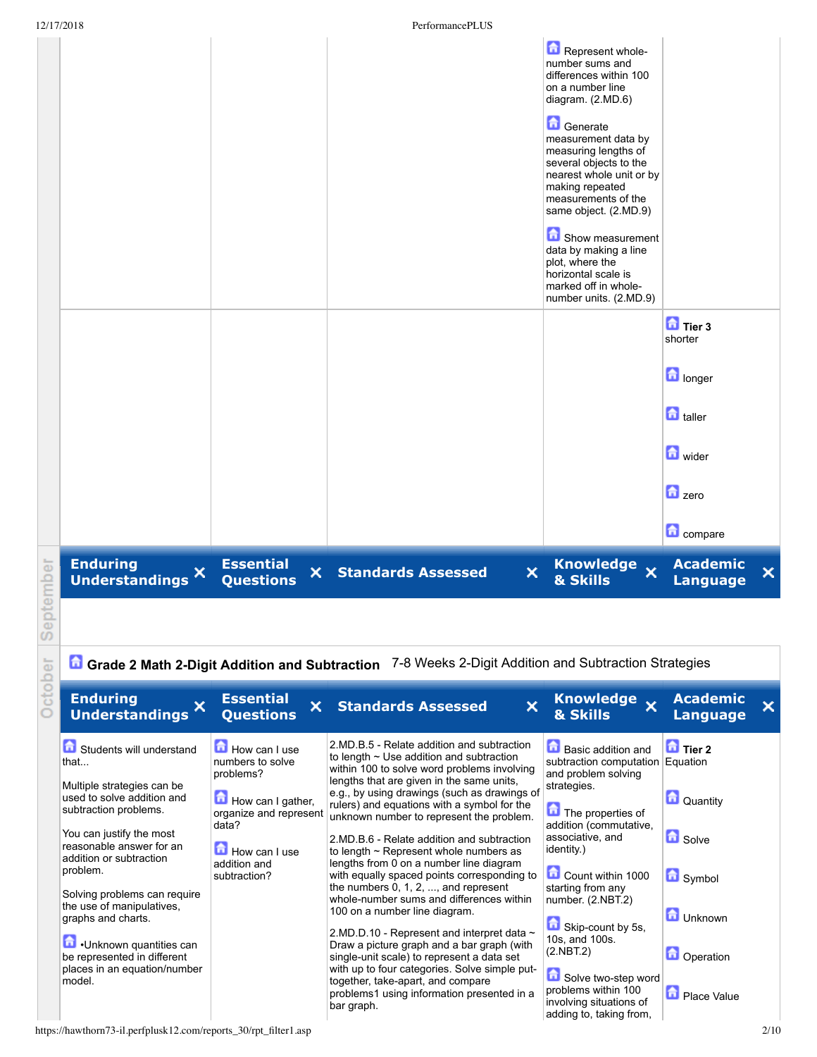| Enduring Understandings | Essential Questions | Standards Assessed | Knowledge & Skills | Academic Language |
|---|---|---|---|---|
| | | | Represent whole-number sums and differences within 100 on a number line diagram. (2.MD.6)<br><br>Generate measurement data by measuring lengths of several objects to the nearest whole unit or by making repeated measurements of the same object. (2.MD.9)<br><br>Show measurement data by making a line plot, where the horizontal scale is marked off in whole-number units. (2.MD.9) | |
| | | | | **Tier 3** shorter<br><br>longer<br><br>taller<br><br>wider<br><br>zero<br><br>compare |

September

October

## Grade 2 Math 2-Digit Addition and Subtraction

7-8 Weeks 2-Digit Addition and Subtraction Strategies

| Enduring Understandings | Essential Questions | Standards Assessed | Knowledge & Skills | Academic Language |
|---|---|---|---|---|
| Students will understand that...<br><br>Multiple strategies can be used to solve addition and subtraction problems.<br><br>You can justify the most reasonable answer for an addition or subtraction problem.<br><br>Solving problems can require the use of manipulatives, graphs and charts.<br><br>•Unknown quantities can be represented in different places in an equation/number model. | How can I use numbers to solve problems?<br><br>How can I gather, organize and represent data?<br><br>How can I use addition and subtraction? | 2.MD.B.5 - Relate addition and subtraction to length ~ Use addition and subtraction within 100 to solve word problems involving lengths that are given in the same units, e.g., by using drawings (such as drawings of rulers) and equations with a symbol for the unknown number to represent the problem.<br><br>2.MD.B.6 - Relate addition and subtraction to length ~ Represent whole numbers as lengths from 0 on a number line diagram with equally spaced points corresponding to the numbers 0, 1, 2, ..., and represent whole-number sums and differences within 100 on a number line diagram.<br><br>2.MD.D.10 - Represent and interpret data ~ Draw a picture graph and a bar graph (with single-unit scale) to represent a data set with up to four categories. Solve simple put-together, take-apart, and compare problems1 using information presented in a bar graph. | Basic addition and subtraction computation and problem solving strategies.<br><br>The properties of addition (commutative, associative, and identity.)<br><br>Count within 1000 starting from any number. (2.NBT.2)<br><br>Skip-count by 5s, 10s, and 100s. (2.NBT.2)<br><br>Solve two-step word problems within 100 involving situations of adding to, taking from, | **Tier 2** Equation<br><br>Quantity<br><br>Solve<br><br>Symbol<br><br>Unknown<br><br>Operation<br><br>Place Value |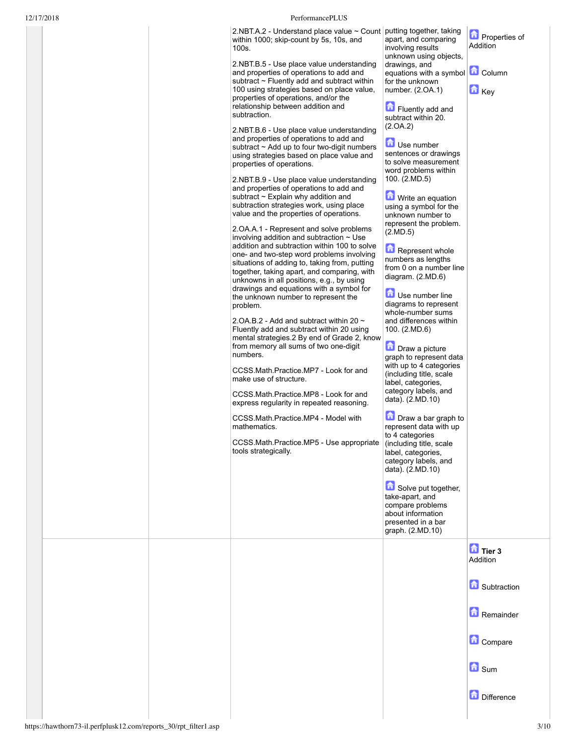| | | | | |
|---|---|---|---|---|
| | | 2.NBT.A.2 - Understand place value ~ Count within 1000; skip-count by 5s, 10s, and 100s.<br><br>2.NBT.B.5 - Use place value understanding and properties of operations to add and subtract ~ Fluently add and subtract within 100 using strategies based on place value, properties of operations, and/or the relationship between addition and subtraction.<br><br>2.NBT.B.6 - Use place value understanding and properties of operations to add and subtract ~ Add up to four two-digit numbers using strategies based on place value and properties of operations.<br><br>2.NBT.B.9 - Use place value understanding and properties of operations to add and subtract ~ Explain why addition and subtraction strategies work, using place value and the properties of operations.<br><br>2.OA.A.1 - Represent and solve problems involving addition and subtraction ~ Use addition and subtraction within 100 to solve one- and two-step word problems involving situations of adding to, taking from, putting together, taking apart, and comparing, with unknowns in all positions, e.g., by using drawings and equations with a symbol for the unknown number to represent the problem.<br><br>2.OA.B.2 - Add and subtract within 20 ~ Fluently add and subtract within 20 using mental strategies.2 By end of Grade 2, know from memory all sums of two one-digit numbers.<br><br>CCSS.Math.Practice.MP7 - Look for and make use of structure.<br><br>CCSS.Math.Practice.MP8 - Look for and express regularity in repeated reasoning.<br><br>CCSS.Math.Practice.MP4 - Model with mathematics.<br><br>CCSS.Math.Practice.MP5 - Use appropriate tools strategically. | putting together, taking apart, and comparing involving results unknown using objects, drawings, and equations with a symbol for the unknown number. (2.OA.1)<br><br>Fluently add and subtract within 20. (2.OA.2)<br><br>Use number sentences or drawings to solve measurement word problems within 100. (2.MD.5)<br><br>Write an equation using a symbol for the unknown number to represent the problem. (2.MD.5)<br><br>Represent whole numbers as lengths from 0 on a number line diagram. (2.MD.6)<br><br>Use number line diagrams to represent whole-number sums and differences within 100. (2.MD.6)<br><br>Draw a picture graph to represent data with up to 4 categories (including title, scale label, categories, category labels, and data). (2.MD.10)<br><br>Draw a bar graph to represent data with up to 4 categories (including title, scale label, categories, category labels, and data). (2.MD.10)<br><br>Solve put together, take-apart, and compare problems about information presented in a bar graph. (2.MD.10) | Properties of Addition<br><br>Column<br><br>Key |
| | | | | **Tier 3** Addition<br><br>Subtraction<br><br>Remainder<br><br>Compare<br><br>Sum<br><br>Difference |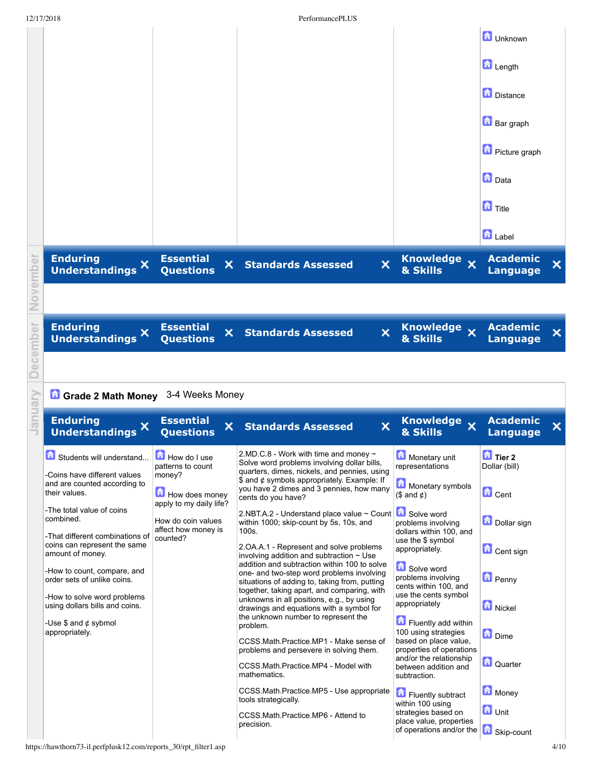| | | | | |
|---|---|---|---|---|
| | | | | Unknown<br>Length<br>Distance<br>Bar graph<br>Picture graph<br>Data<br>Title<br>Label |

**November**

| Enduring Understandings | Essential Questions | Standards Assessed | Knowledge & Skills | Academic Language |
|---|---|---|---|---|
| | | | | |

**December**

| Enduring Understandings | Essential Questions | Standards Assessed | Knowledge & Skills | Academic Language |
|---|---|---|---|---|
| | | | | |

**January**

## Grade 2 Math Money 3-4 Weeks Money

| Enduring Understandings | Essential Questions | Standards Assessed | Knowledge & Skills | Academic Language |
|---|---|---|---|---|
| Students will understand...<br><br>-Coins have different values and are counted according to their values.<br><br>-The total value of coins combined.<br><br>-That different combinations of coins can represent the same amount of money.<br><br>-How to count, compare, and order sets of unlike coins.<br><br>-How to solve word problems using dollars bills and coins.<br><br>-Use $ and ¢ sybmol appropriately. | How do I use patterns to count money?<br><br>How does money apply to my daily life?<br><br>How do coin values affect how money is counted? | 2.MD.C.8 - Work with time and money ~ Solve word problems involving dollar bills, quarters, dimes, nickels, and pennies, using $ and ¢ symbols appropriately. Example: If you have 2 dimes and 3 pennies, how many cents do you have?<br><br>2.NBT.A.2 - Understand place value ~ Count within 1000; skip-count by 5s, 10s, and 100s.<br><br>2.OA.A.1 - Represent and solve problems involving addition and subtraction ~ Use addition and subtraction within 100 to solve one- and two-step word problems involving situations of adding to, taking from, putting together, taking apart, and comparing, with unknowns in all positions, e.g., by using drawings and equations with a symbol for the unknown number to represent the problem.<br><br>CCSS.Math.Practice.MP1 - Make sense of problems and persevere in solving them.<br><br>CCSS.Math.Practice.MP4 - Model with mathematics.<br><br>CCSS.Math.Practice.MP5 - Use appropriate tools strategically.<br><br>CCSS.Math.Practice.MP6 - Attend to precision. | Monetary unit representations<br><br>Monetary symbols ($ and ¢)<br><br>Solve word problems involving dollars within 100, and use the $ symbol appropriately.<br><br>Solve word problems involving cents within 100, and use the cents symbol appropriately<br><br>Fluently add within 100 using strategies based on place value, properties of operations and/or the relationship between addition and subtraction.<br><br>Fluently subtract within 100 using strategies based on place value, properties of operations and/or the | **Tier 2**<br>Dollar (bill)<br><br>Cent<br><br>Dollar sign<br><br>Cent sign<br><br>Penny<br><br>Nickel<br><br>Dime<br><br>Quarter<br><br>Money<br><br>Unit<br><br>Skip-count |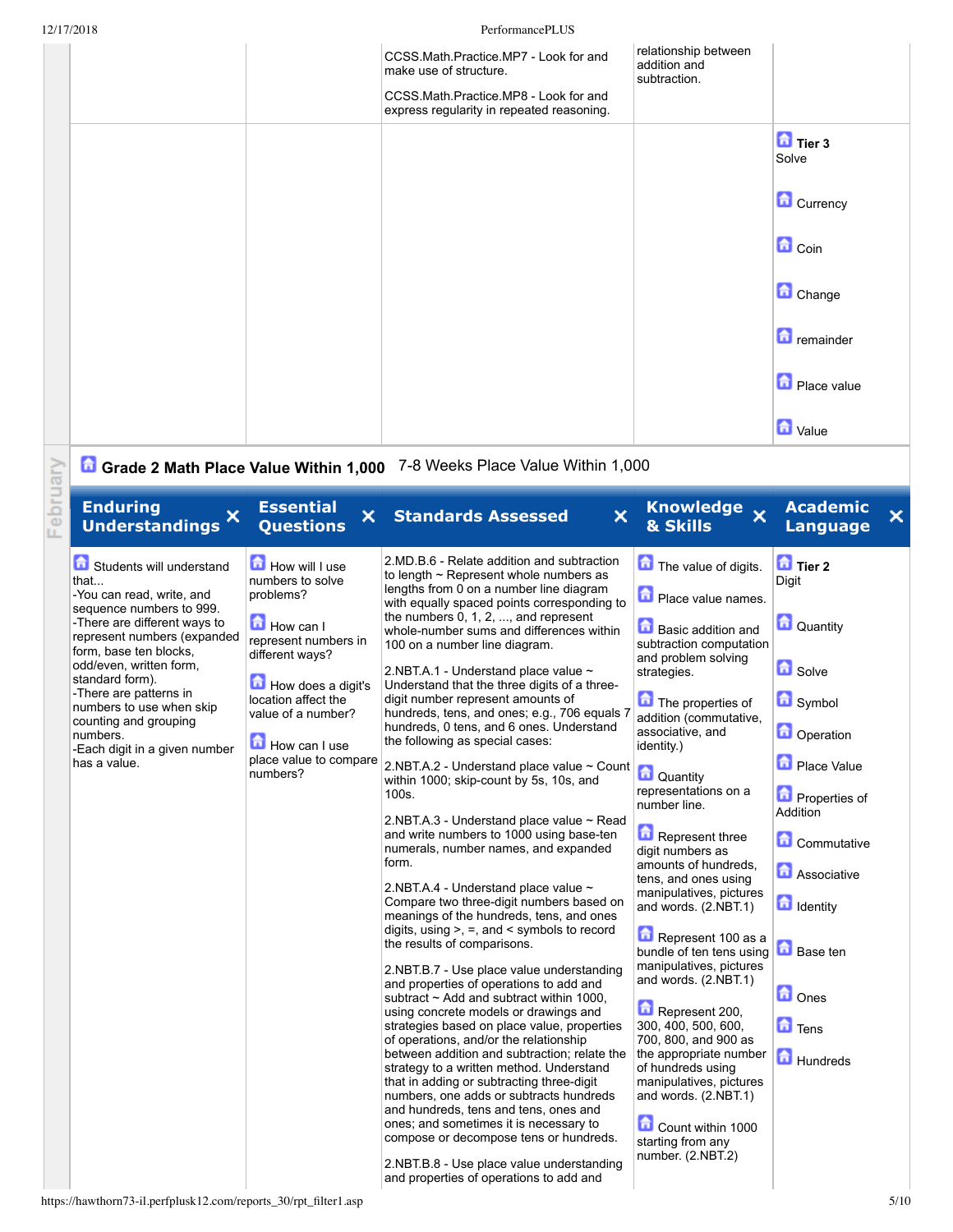| | | | | |
|---|---|---|---|---|
| | | CCSS.Math.Practice.MP7 - Look for and make use of structure.<br><br>CCSS.Math.Practice.MP8 - Look for and express regularity in repeated reasoning. | relationship between addition and subtraction. | |
| | | | | **Tier 3**<br>Solve<br><br>Currency<br><br>Coin<br><br>Change<br><br>remainder<br><br>Place value<br><br>Value |

February

## Grade 2 Math Place Value Within 1,000

7-8 Weeks Place Value Within 1,000

| Enduring Understandings | Essential Questions | Standards Assessed | Knowledge & Skills | Academic Language |
|---|---|---|---|---|
| Students will understand that...<br>-You can read, write, and sequence numbers to 999.<br>-There are different ways to represent numbers (expanded form, base ten blocks, odd/even, written form, standard form).<br>-There are patterns in numbers to use when skip counting and grouping numbers.<br>-Each digit in a given number has a value. | How will I use numbers to solve problems?<br><br>How can I represent numbers in different ways?<br><br>How does a digit's location affect the value of a number?<br><br>How can I use place value to compare numbers? | 2.MD.B.6 - Relate addition and subtraction to length ~ Represent whole numbers as lengths from 0 on a number line diagram with equally spaced points corresponding to the numbers 0, 1, 2, ..., and represent whole-number sums and differences within 100 on a number line diagram.<br><br>2.NBT.A.1 - Understand place value ~ Understand that the three digits of a three-digit number represent amounts of hundreds, tens, and ones; e.g., 706 equals 7 hundreds, 0 tens, and 6 ones. Understand the following as special cases:<br><br>2.NBT.A.2 - Understand place value ~ Count within 1000; skip-count by 5s, 10s, and 100s.<br><br>2.NBT.A.3 - Understand place value ~ Read and write numbers to 1000 using base-ten numerals, number names, and expanded form.<br><br>2.NBT.A.4 - Understand place value ~ Compare two three-digit numbers based on meanings of the hundreds, tens, and ones digits, using >, =, and < symbols to record the results of comparisons.<br><br>2.NBT.B.7 - Use place value understanding and properties of operations to add and subtract ~ Add and subtract within 1000, using concrete models or drawings and strategies based on place value, properties of operations, and/or the relationship between addition and subtraction; relate the strategy to a written method. Understand that in adding or subtracting three-digit numbers, one adds or subtracts hundreds and hundreds, tens and tens, ones and ones; and sometimes it is necessary to compose or decompose tens or hundreds.<br><br>2.NBT.B.8 - Use place value understanding and properties of operations to add and | The value of digits.<br><br>Place value names.<br><br>Basic addition and subtraction computation and problem solving strategies.<br><br>The properties of addition (commutative, associative, and identity.)<br><br>Quantity representations on a number line.<br><br>Represent three digit numbers as amounts of hundreds, tens, and ones using manipulatives, pictures and words. (2.NBT.1)<br><br>Represent 100 as a bundle of ten tens using manipulatives, pictures and words. (2.NBT.1)<br><br>Represent 200, 300, 400, 500, 600, 700, 800, and 900 as the appropriate number of hundreds using manipulatives, pictures and words. (2.NBT.1)<br><br>Count within 1000 starting from any number. (2.NBT.2) | **Tier 2**<br>Digit<br><br>Quantity<br><br>Solve<br><br>Symbol<br><br>Operation<br><br>Place Value<br><br>Properties of Addition<br><br>Commutative<br><br>Associative<br><br>Identity<br><br>Base ten<br><br>Ones<br><br>Tens<br><br>Hundreds |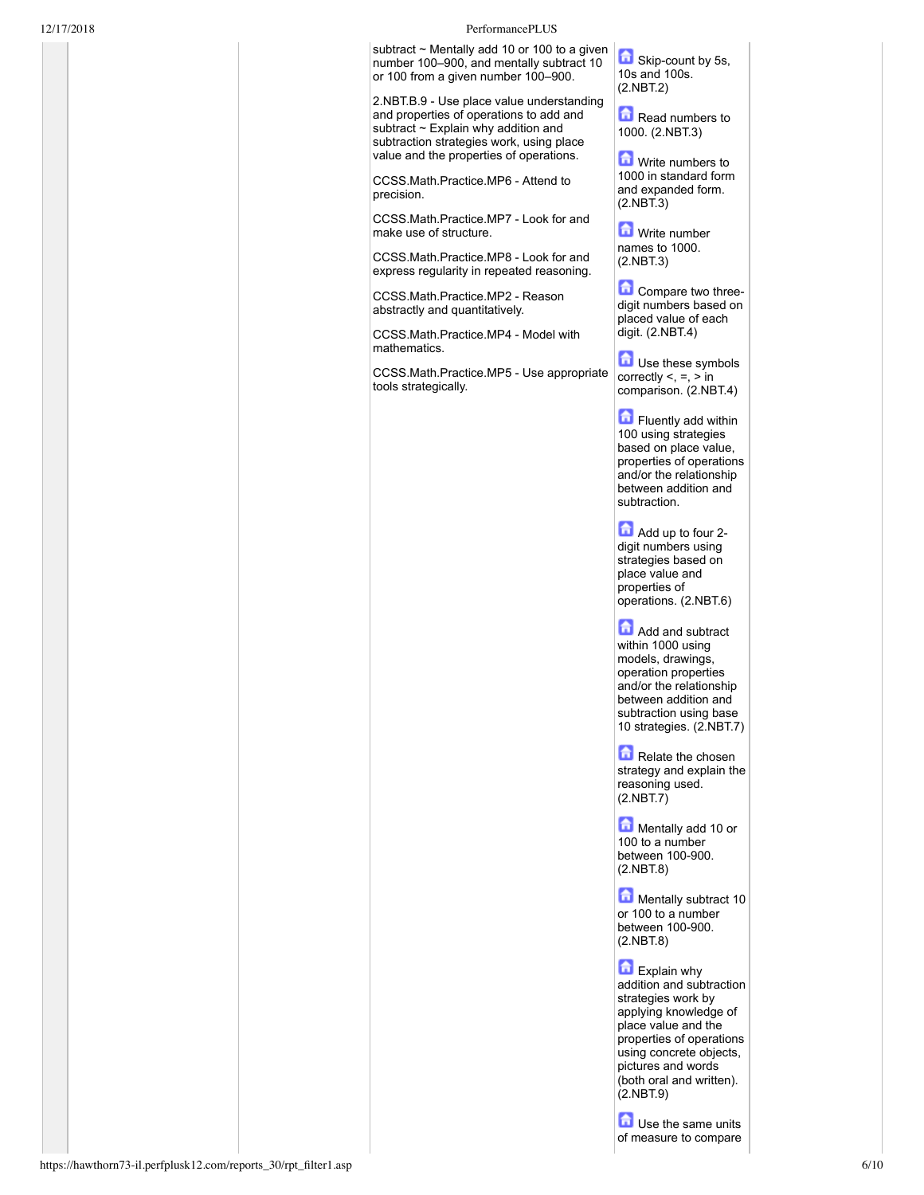| | | | | |
|---|---|---|---|---|
| | | subtract ~ Mentally add 10 or 100 to a given number 100–900, and mentally subtract 10 or 100 from a given number 100–900.<br><br>2.NBT.B.9 - Use place value understanding and properties of operations to add and subtract ~ Explain why addition and subtraction strategies work, using place value and the properties of operations.<br><br>CCSS.Math.Practice.MP6 - Attend to precision.<br><br>CCSS.Math.Practice.MP7 - Look for and make use of structure.<br><br>CCSS.Math.Practice.MP8 - Look for and express regularity in repeated reasoning.<br><br>CCSS.Math.Practice.MP2 - Reason abstractly and quantitatively.<br><br>CCSS.Math.Practice.MP4 - Model with mathematics.<br><br>CCSS.Math.Practice.MP5 - Use appropriate tools strategically. | Skip-count by 5s, 10s and 100s. (2.NBT.2)<br><br>Read numbers to 1000. (2.NBT.3)<br><br>Write numbers to 1000 in standard form and expanded form. (2.NBT.3)<br><br>Write number names to 1000. (2.NBT.3)<br><br>Compare two three-digit numbers based on placed value of each digit. (2.NBT.4)<br><br>Use these symbols correctly <, =, > in comparison. (2.NBT.4)<br><br>Fluently add within 100 using strategies based on place value, properties of operations and/or the relationship between addition and subtraction.<br><br>Add up to four 2-digit numbers using strategies based on place value and properties of operations. (2.NBT.6)<br><br>Add and subtract within 1000 using models, drawings, operation properties and/or the relationship between addition and subtraction using base 10 strategies. (2.NBT.7)<br><br>Relate the chosen strategy and explain the reasoning used. (2.NBT.7)<br><br>Mentally add 10 or 100 to a number between 100-900. (2.NBT.8)<br><br>Mentally subtract 10 or 100 to a number between 100-900. (2.NBT.8)<br><br>Explain why addition and subtraction strategies work by applying knowledge of place value and the properties of operations using concrete objects, pictures and words (both oral and written). (2.NBT.9)<br><br>Use the same units of measure to compare | |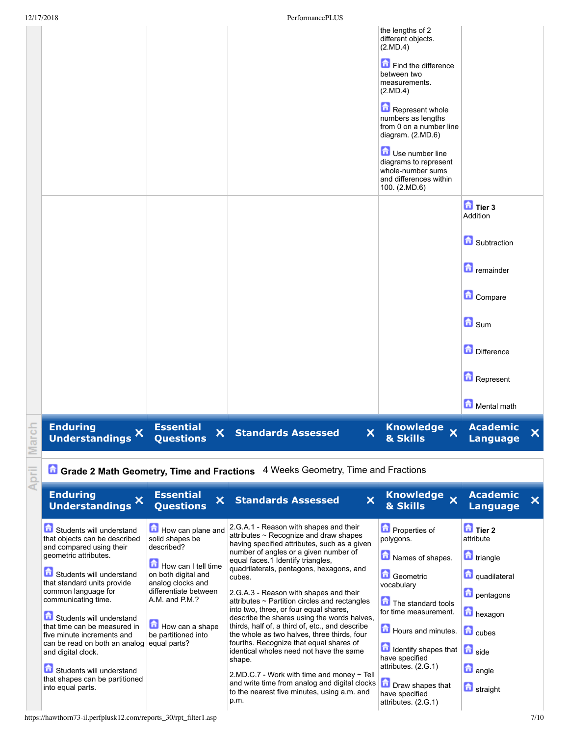| Enduring Understandings | Essential Questions | Standards Assessed | Knowledge & Skills | Academic Language |
|---|---|---|---|---|
| | | | the lengths of 2 different objects. (2.MD.4)<br><br>Find the difference between two measurements. (2.MD.4)<br><br>Represent whole numbers as lengths from 0 on a number line diagram. (2.MD.6)<br><br>Use number line diagrams to represent whole-number sums and differences within 100. (2.MD.6) | |
| | | | | **Tier 3** Addition<br><br>Subtraction<br><br>remainder<br><br>Compare<br><br>Sum<br><br>Difference<br><br>Represent<br><br>Mental math |

## April

**Grade 2 Math Geometry, Time and Fractions** 4 Weeks Geometry, Time and Fractions

| Enduring Understandings | Essential Questions | Standards Assessed | Knowledge & Skills | Academic Language |
|---|---|---|---|---|
| Students will understand that objects can be described and compared using their geometric attributes.<br><br>Students will understand that standard units provide common language for communicating time.<br><br>Students will understand that time can be measured in five minute increments and can be read on both an analog and digital clock.<br><br>Students will understand that shapes can be partitioned into equal parts. | How can plane and solid shapes be described?<br><br>How can I tell time on both digital and analog clocks and differentiate between A.M. and P.M.?<br><br>How can a shape be partitioned into equal parts? | 2.G.A.1 - Reason with shapes and their attributes ~ Recognize and draw shapes having specified attributes, such as a given number of angles or a given number of equal faces.1 Identify triangles, quadrilaterals, pentagons, hexagons, and cubes.<br><br>2.G.A.3 - Reason with shapes and their attributes ~ Partition circles and rectangles into two, three, or four equal shares, describe the shares using the words halves, thirds, half of, a third of, etc., and describe the whole as two halves, three thirds, four fourths. Recognize that equal shares of identical wholes need not have the same shape.<br><br>2.MD.C.7 - Work with time and money ~ Tell and write time from analog and digital clocks to the nearest five minutes, using a.m. and p.m. | Properties of polygons.<br><br>Names of shapes.<br><br>Geometric vocabulary<br><br>The standard tools for time measurement.<br><br>Hours and minutes.<br><br>Identify shapes that have specified attributes. (2.G.1)<br><br>Draw shapes that have specified attributes. (2.G.1) | **Tier 2** attribute<br><br>triangle<br><br>quadilateral<br><br>pentagons<br><br>hexagon<br><br>cubes<br><br>side<br><br>angle<br><br>straight |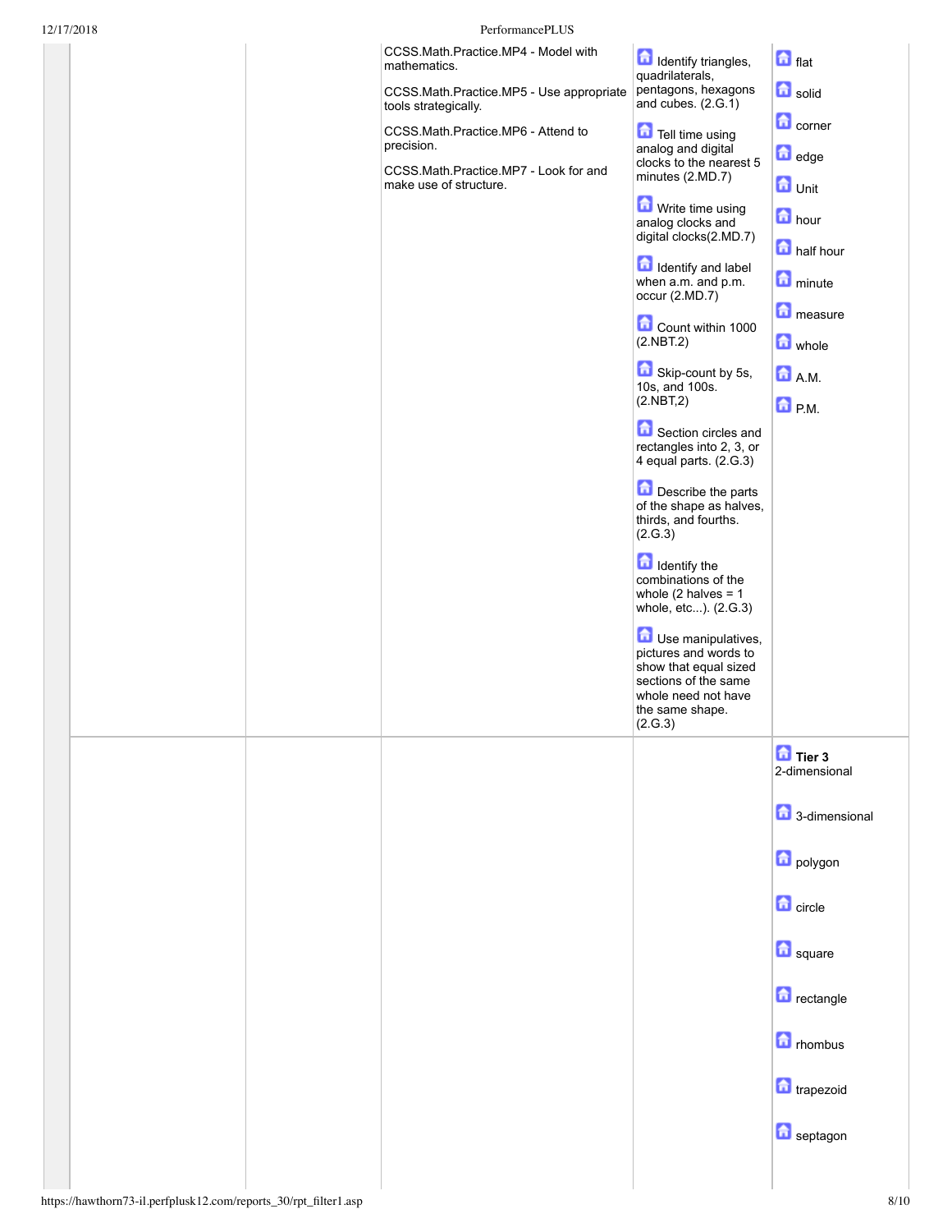| | | | | |
|---|---|---|---|---|
| | | CCSS.Math.Practice.MP4 - Model with mathematics.<br><br>CCSS.Math.Practice.MP5 - Use appropriate tools strategically.<br><br>CCSS.Math.Practice.MP6 - Attend to precision.<br><br>CCSS.Math.Practice.MP7 - Look for and make use of structure. | Identify triangles, quadrilaterals, pentagons, hexagons and cubes. (2.G.1)<br><br>Tell time using analog and digital clocks to the nearest 5 minutes (2.MD.7)<br><br>Write time using analog clocks and digital clocks(2.MD.7)<br><br>Identify and label when a.m. and p.m. occur (2.MD.7)<br><br>Count within 1000 (2.NBT.2)<br><br>Skip-count by 5s, 10s, and 100s. (2.NBT,2)<br><br>Section circles and rectangles into 2, 3, or 4 equal parts. (2.G.3)<br><br>Describe the parts of the shape as halves, thirds, and fourths. (2.G.3)<br><br>Identify the combinations of the whole (2 halves = 1 whole, etc...). (2.G.3)<br><br>Use manipulatives, pictures and words to show that equal sized sections of the same whole need not have the same shape. (2.G.3) | flat<br><br>solid<br><br>corner<br><br>edge<br><br>Unit<br><br>hour<br><br>half hour<br><br>minute<br><br>measure<br><br>whole<br><br>A.M.<br><br>P.M. |
| | | | | **Tier 3**<br>2-dimensional<br><br>3-dimensional<br><br>polygon<br><br>circle<br><br>square<br><br>rectangle<br><br>rhombus<br><br>trapezoid<br><br>septagon |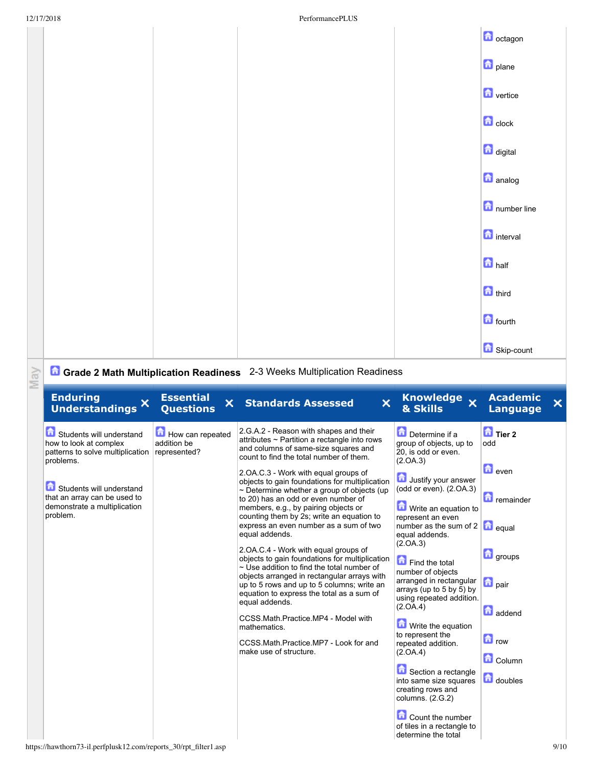| | | | | |
|---|---|---|---|---|
| | | | | octagon<br><br>plane<br><br>vertice<br><br>clock<br><br>digital<br><br>analog<br><br>number line<br><br>interval<br><br>half<br><br>third<br><br>fourth<br><br>Skip-count |

May

### Grade 2 Math Multiplication Readiness

2-3 Weeks Multiplication Readiness

| Enduring Understandings | Essential Questions | Standards Assessed | Knowledge & Skills | Academic Language |
|---|---|---|---|---|
| Students will understand how to look at complex patterns to solve multiplication problems.<br><br>Students will understand that an array can be used to demonstrate a multiplication problem. | How can repeated addition be represented? | 2.G.A.2 - Reason with shapes and their attributes ~ Partition a rectangle into rows and columns of same-size squares and count to find the total number of them.<br><br>2.OA.C.3 - Work with equal groups of objects to gain foundations for multiplication ~ Determine whether a group of objects (up to 20) has an odd or even number of members, e.g., by pairing objects or counting them by 2s; write an equation to express an even number as a sum of two equal addends.<br><br>2.OA.C.4 - Work with equal groups of objects to gain foundations for multiplication ~ Use addition to find the total number of objects arranged in rectangular arrays with up to 5 rows and up to 5 columns; write an equation to express the total as a sum of equal addends.<br><br>CCSS.Math.Practice.MP4 - Model with mathematics.<br><br>CCSS.Math.Practice.MP7 - Look for and make use of structure. | Determine if a group of objects, up to 20, is odd or even. (2.OA.3)<br><br>Justify your answer (odd or even). (2.OA.3)<br><br>Write an equation to represent an even number as the sum of 2 equal addends. (2.OA.3)<br><br>Find the total number of objects arranged in rectangular arrays (up to 5 by 5) by using repeated addition. (2.OA.4)<br><br>Write the equation to represent the repeated addition. (2.OA.4)<br><br>Section a rectangle into same size squares creating rows and columns. (2.G.2)<br><br>Count the number of tiles in a rectangle to determine the total | **Tier 2**<br>odd<br><br>even<br><br>remainder<br><br>equal<br><br>groups<br><br>pair<br><br>addend<br><br>row<br><br>Column<br><br>doubles |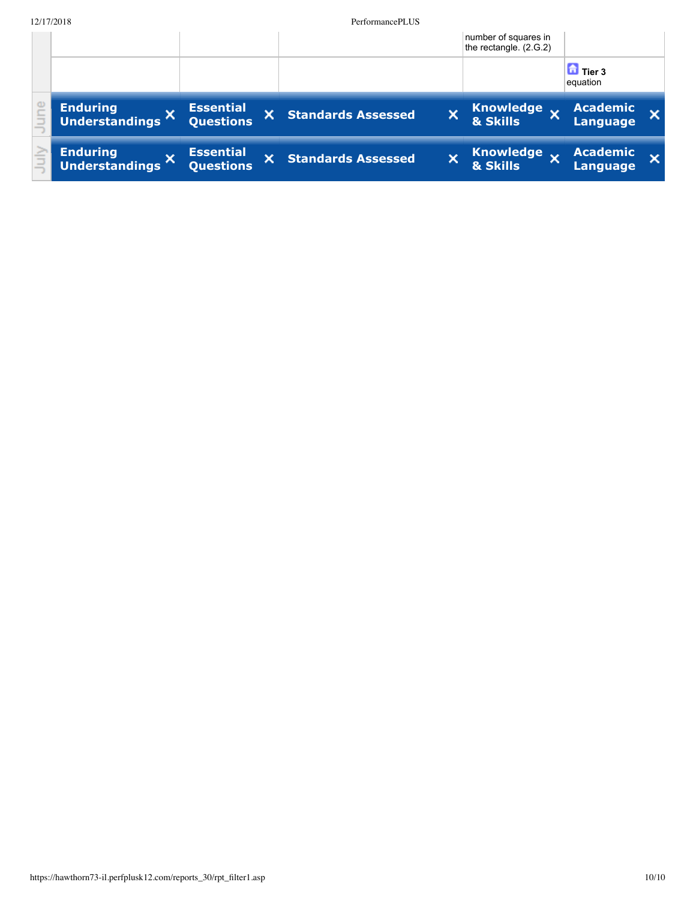| | | | | | |
|---|---|---|---|---|---|
| | | | | number of squares in the rectangle. (2.G.2) | |
| | | | | | **Tier 3** equation |
| June | **Enduring Understandings** ✕ | **Essential Questions** ✕ | **Standards Assessed** ✕ | **Knowledge & Skills** ✕ | **Academic Language** ✕ |
| July | **Enduring Understandings** ✕ | **Essential Questions** ✕ | **Standards Assessed** ✕ | **Knowledge & Skills** ✕ | **Academic Language** ✕ |